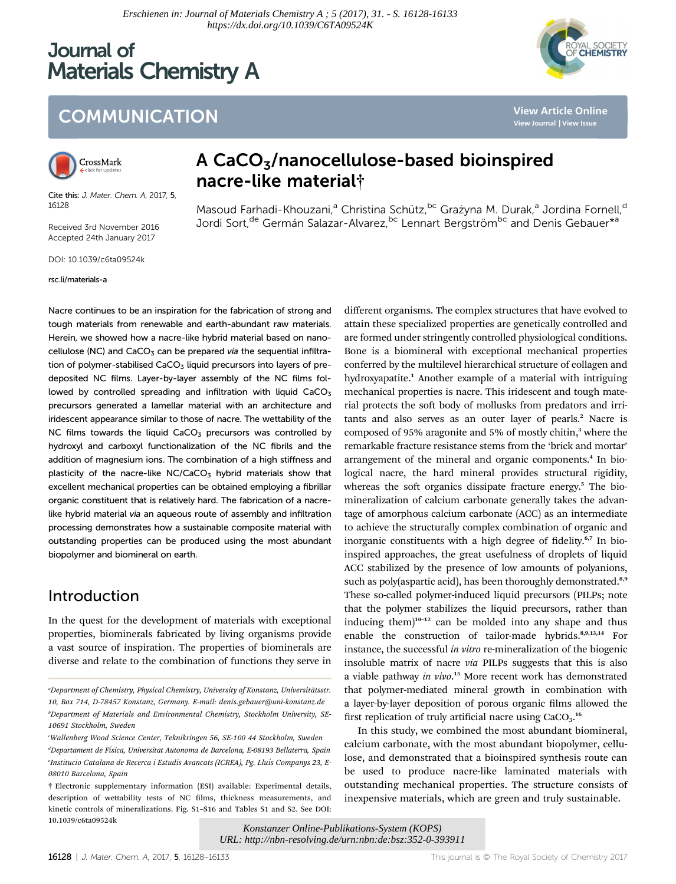Erschienen in: Journal of Materials Chemistry A ; 5 (2017), 31. - S. 16128-16133
https://dx.doi.org/10.1039/C6TA09524K

Journal of Materials Chemistry A

COMMUNICATION

Cite this: J. Mater. Chem. A, 2017, 5, 16128

Received 3rd November 2016
Accepted 24th January 2017

DOI: 10.1039/c6ta09524k

rsc.li/materials-a

# A $CaCO_3$/nanocellulose-based bioinspired nacre-like material†

Masoud Farhadi-Khouzani,[a] Christina Schütz,[bc] Grażyna M. Durak,[a] Jordina Fornell,[d] Jordi Sort,[de] Germán Salazar-Alvarez,[bc] Lennart Bergström[bc] and Denis Gebauer*[a]

Nacre continues to be an inspiration for the fabrication of strong and tough materials from renewable and earth-abundant raw materials. Herein, we showed how a nacre-like hybrid material based on nanocellulose (NC) and $CaCO_3$ can be prepared *via* the sequential infiltration of polymer-stabilised $CaCO_3$ liquid precursors into layers of predeposited NC films. Layer-by-layer assembly of the NC films followed by controlled spreading and infiltration with liquid $CaCO_3$ precursors generated a lamellar material with an architecture and iridescent appearance similar to those of nacre. The wettability of the NC films towards the liquid $CaCO_3$ precursors was controlled by hydroxyl and carboxyl functionalization of the NC fibrils and the addition of magnesium ions. The combination of a high stiffness and plasticity of the nacre-like NC/$CaCO_3$ hybrid materials show that excellent mechanical properties can be obtained employing a fibrillar organic constituent that is relatively hard. The fabrication of a nacre-like hybrid material *via* an aqueous route of assembly and infiltration processing demonstrates how a sustainable composite material with outstanding properties can be produced using the most abundant biopolymer and biomineral on earth.

## Introduction

In the quest for the development of materials with exceptional properties, biominerals fabricated by living organisms provide a vast source of inspiration. The properties of biominerals are diverse and relate to the combination of functions they serve in different organisms. The complex structures that have evolved to attain these specialized properties are genetically controlled and are formed under stringently controlled physiological conditions. Bone is a biomineral with exceptional mechanical properties conferred by the multilevel hierarchical structure of collagen and hydroxyapatite.[1] Another example of a material with intriguing mechanical properties is nacre. This iridescent and tough material protects the soft body of mollusks from predators and irritants and also serves as an outer layer of pearls.[2] Nacre is composed of 95% aragonite and 5% of mostly chitin,[3] where the remarkable fracture resistance stems from the 'brick and mortar' arrangement of the mineral and organic components.[4] In biological nacre, the hard mineral provides structural rigidity, whereas the soft organics dissipate fracture energy.[5] The biomineralization of calcium carbonate generally takes the advantage of amorphous calcium carbonate (ACC) as an intermediate to achieve the structurally complex combination of organic and inorganic constituents with a high degree of fidelity.[6,7] In bioinspired approaches, the great usefulness of droplets of liquid ACC stabilized by the presence of low amounts of polyanions, such as poly(aspartic acid), has been thoroughly demonstrated.[8,9] These so-called polymer-induced liquid precursors (PILPs; note that the polymer stabilizes the liquid precursors, rather than inducing them)[10–12] can be molded into any shape and thus enable the construction of tailor-made hybrids.[8,9,13,14] For instance, the successful *in vitro* re-mineralization of the biogenic insoluble matrix of nacre *via* PILPs suggests that this is also a viable pathway *in vivo*.[15] More recent work has demonstrated that polymer-mediated mineral growth in combination with a layer-by-layer deposition of porous organic films allowed the first replication of truly artificial nacre using $CaCO_3$.[16]

In this study, we combined the most abundant biomineral, calcium carbonate, with the most abundant biopolymer, cellulose, and demonstrated that a bioinspired synthesis route can be used to produce nacre-like laminated materials with outstanding mechanical properties. The structure consists of inexpensive materials, which are green and truly sustainable.

[a] Department of Chemistry, Physical Chemistry, University of Konstanz, Universitätsstr. 10, Box 714, D-78457 Konstanz, Germany. E-mail: denis.gebauer@uni-konstanz.de
[b] Department of Materials and Environmental Chemistry, Stockholm University, SE-10691 Stockholm, Sweden
[c] Wallenberg Wood Science Center, Teknikringen 56, SE-100 44 Stockholm, Sweden
[d] Departament de Física, Universitat Autonoma de Barcelona, E-08193 Bellaterra, Spain
[e] Institucio Catalana de Recerca i Estudis Avancats (ICREA), Pg. Lluís Companys 23, E-08010 Barcelona, Spain

† Electronic supplementary information (ESI) available: Experimental details, description of wettability tests of NC films, thickness measurements, and kinetic controls of mineralizations. Fig. S1–S16 and Tables S1 and S2. See DOI: 10.1039/c6ta09524k

Konstanzer Online-Publikations-System (KOPS)
URL: http://nbn-resolving.de/urn:nbn:de:bsz:352-0-393911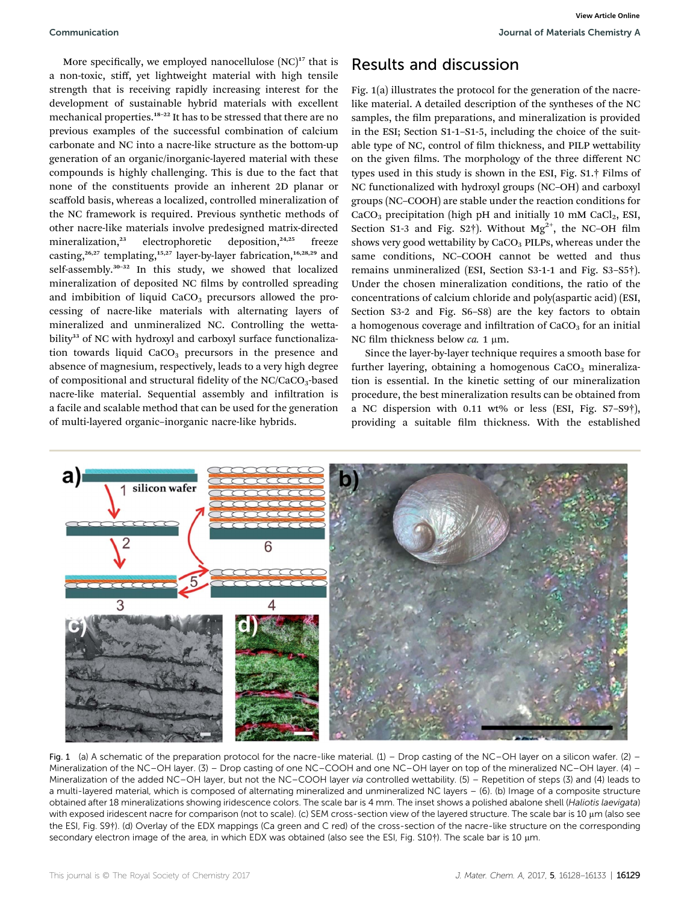More specifically, we employed nanocellulose (NC)[17] that is a non-toxic, stiff, yet lightweight material with high tensile strength that is receiving rapidly increasing interest for the development of sustainable hybrid materials with excellent mechanical properties.[18–22] It has to be stressed that there are no previous examples of the successful combination of calcium carbonate and NC into a nacre-like structure as the bottom-up generation of an organic/inorganic-layered material with these compounds is highly challenging. This is due to the fact that none of the constituents provide an inherent 2D planar or scaffold basis, whereas a localized, controlled mineralization of the NC framework is required. Previous synthetic methods of other nacre-like materials involve predesigned matrix-directed mineralization,[23] electrophoretic deposition,[24,25] freeze casting,[26,27] templating,[15,27] layer-by-layer fabrication,[16,28,29] and self-assembly.[30–32] In this study, we showed that localized mineralization of deposited NC films by controlled spreading and imbibition of liquid $CaCO_3$ precursors allowed the processing of nacre-like materials with alternating layers of mineralized and unmineralized NC. Controlling the wettability[33] of NC with hydroxyl and carboxyl surface functionalization towards liquid $CaCO_3$ precursors in the presence and absence of magnesium, respectively, leads to a very high degree of compositional and structural fidelity of the NC/$CaCO_3$-based nacre-like material. Sequential assembly and infiltration is a facile and scalable method that can be used for the generation of multi-layered organic–inorganic nacre-like hybrids.

## Results and discussion

Fig. 1(a) illustrates the protocol for the generation of the nacre-like material. A detailed description of the syntheses of the NC samples, the film preparations, and mineralization is provided in the ESI; Section S1-1–S1-5, including the choice of the suitable type of NC, control of film thickness, and PILP wettability on the given films. The morphology of the three different NC types used in this study is shown in the ESI, Fig. S1.† Films of NC functionalized with hydroxyl groups (NC–OH) and carboxyl groups (NC–COOH) are stable under the reaction conditions for $CaCO_3$ precipitation (high pH and initially 10 mM $CaCl_2$, ESI, Section S1-3 and Fig. S2†). Without $Mg^{2+}$, the NC–OH film shows very good wettability by $CaCO_3$ PILPs, whereas under the same conditions, NC–COOH cannot be wetted and thus remains unmineralized (ESI, Section S3-1-1 and Fig. S3–S5†). Under the chosen mineralization conditions, the ratio of the concentrations of calcium chloride and poly(aspartic acid) (ESI, Section S3-2 and Fig. S6–S8) are the key factors to obtain a homogenous coverage and infiltration of $CaCO_3$ for an initial NC film thickness below *ca.* 1 μm.

Since the layer-by-layer technique requires a smooth base for further layering, obtaining a homogenous $CaCO_3$ mineralization is essential. In the kinetic setting of our mineralization procedure, the best mineralization results can be obtained from a NC dispersion with 0.11 wt% or less (ESI, Fig. S7–S9†), providing a suitable film thickness. With the established

Fig. 1 (a) A schematic of the preparation protocol for the nacre-like material. (1) – Drop casting of the NC–OH layer on a silicon wafer. (2) – Mineralization of the NC–OH layer. (3) – Drop casting of one NC–COOH and one NC–OH layer on top of the mineralized NC–OH layer. (4) – Mineralization of the added NC–OH layer, but not the NC–COOH layer *via* controlled wettability. (5) – Repetition of steps (3) and (4) leads to a multi-layered material, which is composed of alternating mineralized and unmineralized NC layers – (6). (b) Image of a composite structure obtained after 18 mineralizations showing iridescence colors. The scale bar is 4 mm. The inset shows a polished abalone shell (*Haliotis laevigata*) with exposed iridescent nacre for comparison (not to scale). (c) SEM cross-section view of the layered structure. The scale bar is 10 μm (also see the ESI, Fig. S9†). (d) Overlay of the EDX mappings (Ca green and C red) of the cross-section of the nacre-like structure on the corresponding secondary electron image of the area, in which EDX was obtained (also see the ESI, Fig. S10†). The scale bar is 10 μm.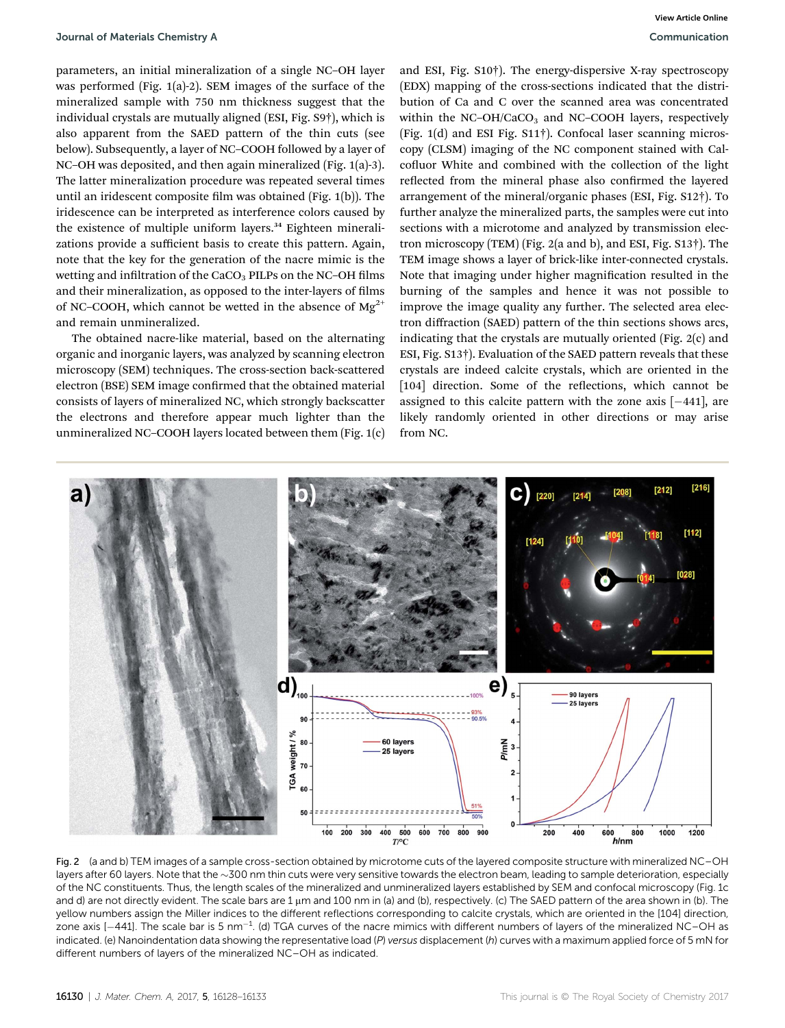parameters, an initial mineralization of a single NC–OH layer was performed (Fig. 1(a)-2). SEM images of the surface of the mineralized sample with 750 nm thickness suggest that the individual crystals are mutually aligned (ESI, Fig. S9†), which is also apparent from the SAED pattern of the thin cuts (see below). Subsequently, a layer of NC–COOH followed by a layer of NC–OH was deposited, and then again mineralized (Fig. 1(a)-3). The latter mineralization procedure was repeated several times until an iridescent composite film was obtained (Fig. 1(b)). The iridescence can be interpreted as interference colors caused by the existence of multiple uniform layers.[34] Eighteen mineralizations provide a sufficient basis to create this pattern. Again, note that the key for the generation of the nacre mimic is the wetting and infiltration of the $CaCO_3$ PILPs on the NC–OH films and their mineralization, as opposed to the inter-layers of films of NC–COOH, which cannot be wetted in the absence of $Mg^{2+}$ and remain unmineralized.

The obtained nacre-like material, based on the alternating organic and inorganic layers, was analyzed by scanning electron microscopy (SEM) techniques. The cross-section back-scattered electron (BSE) SEM image confirmed that the obtained material consists of layers of mineralized NC, which strongly backscatter the electrons and therefore appear much lighter than the unmineralized NC–COOH layers located between them (Fig. 1(c) and ESI, Fig. S10†). The energy-dispersive X-ray spectroscopy (EDX) mapping of the cross-sections indicated that the distribution of Ca and C over the scanned area was concentrated within the NC–OH/$CaCO_3$ and NC–COOH layers, respectively (Fig. 1(d) and ESI Fig. S11†). Confocal laser scanning microscopy (CLSM) imaging of the NC component stained with Calcofluor White and combined with the collection of the light reflected from the mineral phase also confirmed the layered arrangement of the mineral/organic phases (ESI, Fig. S12†). To further analyze the mineralized parts, the samples were cut into sections with a microtome and analyzed by transmission electron microscopy (TEM) (Fig. 2(a and b), and ESI, Fig. S13†). The TEM image shows a layer of brick-like inter-connected crystals. Note that imaging under higher magnification resulted in the burning of the samples and hence it was not possible to improve the image quality any further. The selected area electron diffraction (SAED) pattern of the thin sections shows arcs, indicating that the crystals are mutually oriented (Fig. 2(c) and ESI, Fig. S13†). Evaluation of the SAED pattern reveals that these crystals are indeed calcite crystals, which are oriented in the [104] direction. Some of the reflections, which cannot be assigned to this calcite pattern with the zone axis [−441], are likely randomly oriented in other directions or may arise from NC.

Fig. 2 (a and b) TEM images of a sample cross-section obtained by microtome cuts of the layered composite structure with mineralized NC–OH layers after 60 layers. Note that the ~300 nm thin cuts were very sensitive towards the electron beam, leading to sample deterioration, especially of the NC constituents. Thus, the length scales of the mineralized and unmineralized layers established by SEM and confocal microscopy (Fig. 1c and d) are not directly evident. The scale bars are 1 μm and 100 nm in (a) and (b), respectively. (c) The SAED pattern of the area shown in (b). The yellow numbers assign the Miller indices to the different reflections corresponding to calcite crystals, which are oriented in the [104] direction, zone axis [−441]. The scale bar is 5 $nm^{-1}$. (d) TGA curves of the nacre mimics with different numbers of layers of the mineralized NC–OH as indicated. (e) Nanoindentation data showing the representative load ($P$) *versus* displacement ($h$) curves with a maximum applied force of 5 mN for different numbers of layers of the mineralized NC–OH as indicated.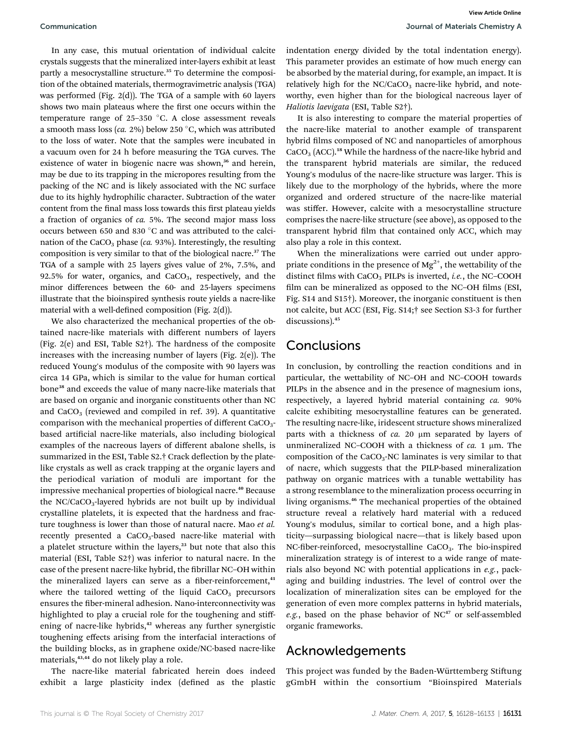In any case, this mutual orientation of individual calcite crystals suggests that the mineralized inter-layers exhibit at least partly a mesocrystalline structure.[35] To determine the composition of the obtained materials, thermogravimetric analysis (TGA) was performed (Fig. 2(d)). The TGA of a sample with 60 layers shows two main plateaus where the first one occurs within the temperature range of 25–350 °C. A close assessment reveals a smooth mass loss (*ca.* 2%) below 250 °C, which was attributed to the loss of water. Note that the samples were incubated in a vacuum oven for 24 h before measuring the TGA curves. The existence of water in biogenic nacre was shown,[36] and herein, may be due to its trapping in the micropores resulting from the packing of the NC and is likely associated with the NC surface due to its highly hydrophilic character. Subtraction of the water content from the final mass loss towards this first plateau yields a fraction of organics of *ca.* 5%. The second major mass loss occurs between 650 and 830 °C and was attributed to the calcination of the $CaCO_3$ phase (*ca.* 93%). Interestingly, the resulting composition is very similar to that of the biological nacre.[37] The TGA of a sample with 25 layers gives value of 2%, 7.5%, and 92.5% for water, organics, and $CaCO_3$, respectively, and the minor differences between the 60- and 25-layers specimens illustrate that the bioinspired synthesis route yields a nacre-like material with a well-defined composition (Fig. 2(d)).

We also characterized the mechanical properties of the obtained nacre-like materials with different numbers of layers (Fig. 2(e) and ESI, Table S2†). The hardness of the composite increases with the increasing number of layers (Fig. 2(e)). The reduced Young's modulus of the composite with 90 layers was circa 14 GPa, which is similar to the value for human cortical bone[38] and exceeds the value of many nacre-like materials that are based on organic and inorganic constituents other than NC and $CaCO_3$ (reviewed and compiled in ref. 39). A quantitative comparison with the mechanical properties of different $CaCO_3$-based artificial nacre-like materials, also including biological examples of the nacreous layers of different abalone shells, is summarized in the ESI, Table S2.† Crack deflection by the plate-like crystals as well as crack trapping at the organic layers and the periodical variation of moduli are important for the impressive mechanical properties of biological nacre.[40] Because the NC/$CaCO_3$-layered hybrids are not built up by individual crystalline platelets, it is expected that the hardness and fracture toughness is lower than those of natural nacre. Mao *et al.* recently presented a $CaCO_3$-based nacre-like material with a platelet structure within the layers,[23] but note that also this material (ESI, Table S2†) was inferior to natural nacre. In the case of the present nacre-like hybrid, the fibrillar NC–OH within the mineralized layers can serve as a fiber-reinforcement,[41] where the tailored wetting of the liquid $CaCO_3$ precursors ensures the fiber-mineral adhesion. Nano-interconnectivity was highlighted to play a crucial role for the toughening and stiffening of nacre-like hybrids,[42] whereas any further synergistic toughening effects arising from the interfacial interactions of the building blocks, as in graphene oxide/NC-based nacre-like materials,[43,44] do not likely play a role.

The nacre-like material fabricated herein does indeed exhibit a large plasticity index (defined as the plastic indentation energy divided by the total indentation energy). This parameter provides an estimate of how much energy can be absorbed by the material during, for example, an impact. It is relatively high for the NC/$CaCO_3$ nacre-like hybrid, and noteworthy, even higher than for the biological nacreous layer of *Haliotis laevigata* (ESI, Table S2†).

It is also interesting to compare the material properties of the nacre-like material to another example of transparent hybrid films composed of NC and nanoparticles of amorphous $CaCO_3$ (ACC).[18] While the hardness of the nacre-like hybrid and the transparent hybrid materials are similar, the reduced Young's modulus of the nacre-like structure was larger. This is likely due to the morphology of the hybrids, where the more organized and ordered structure of the nacre-like material was stiffer. However, calcite with a mesocrystalline structure comprises the nacre-like structure (see above), as opposed to the transparent hybrid film that contained only ACC, which may also play a role in this context.

When the mineralizations were carried out under appropriate conditions in the presence of $Mg^{2+}$, the wettability of the distinct films with $CaCO_3$ PILPs is inverted, *i.e.*, the NC–COOH film can be mineralized as opposed to the NC–OH films (ESI, Fig. S14 and S15†). Moreover, the inorganic constituent is then not calcite, but ACC (ESI, Fig. S14;† see Section S3-3 for further discussions).[45]

## Conclusions

In conclusion, by controlling the reaction conditions and in particular, the wettability of NC–OH and NC–COOH towards PILPs in the absence and in the presence of magnesium ions, respectively, a layered hybrid material containing *ca.* 90% calcite exhibiting mesocrystalline features can be generated. The resulting nacre-like, iridescent structure shows mineralized parts with a thickness of *ca.* 20 μm separated by layers of unmineralized NC–COOH with a thickness of *ca.* 1 μm. The composition of the $CaCO_3$-NC laminates is very similar to that of nacre, which suggests that the PILP-based mineralization pathway on organic matrices with a tunable wettability has a strong resemblance to the mineralization process occurring in living organisms.[46] The mechanical properties of the obtained structure reveal a relatively hard material with a reduced Young's modulus, similar to cortical bone, and a high plasticity—surpassing biological nacre—that is likely based upon NC-fiber-reinforced, mesocrystalline $CaCO_3$. The bio-inspired mineralization strategy is of interest to a wide range of materials also beyond NC with potential applications in *e.g.*, packaging and building industries. The level of control over the localization of mineralization sites can be employed for the generation of even more complex patterns in hybrid materials, *e.g.*, based on the phase behavior of NC[47] or self-assembled organic frameworks.

## Acknowledgements

This project was funded by the Baden-Württemberg Stiftung gGmbH within the consortium "Bioinspired Materials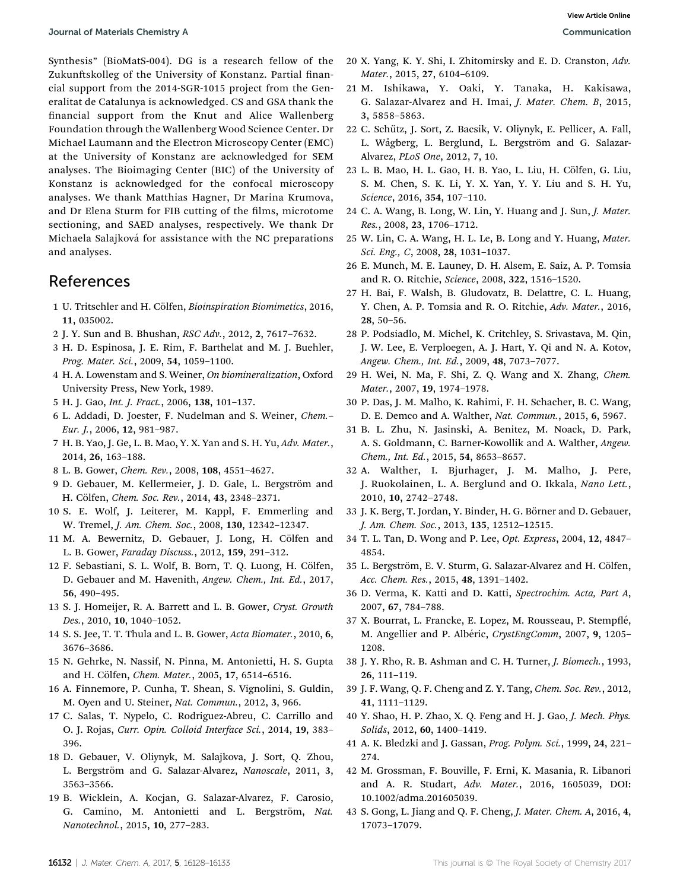Synthesis" (BioMatS-004). DG is a research fellow of the Zukunftskolleg of the University of Konstanz. Partial financial support from the 2014-SGR-1015 project from the Generalitat de Catalunya is acknowledged. CS and GSA thank the financial support from the Knut and Alice Wallenberg Foundation through the Wallenberg Wood Science Center. Dr Michael Laumann and the Electron Microscopy Center (EMC) at the University of Konstanz are acknowledged for SEM analyses. The Bioimaging Center (BIC) of the University of Konstanz is acknowledged for the confocal microscopy analyses. We thank Matthias Hagner, Dr Marina Krumova, and Dr Elena Sturm for FIB cutting of the films, microtome sectioning, and SAED analyses, respectively. We thank Dr Michaela Salajková for assistance with the NC preparations and analyses.

## References

1. U. Tritschler and H. Cölfen, *Bioinspiration Biomimetics*, 2016, **11**, 035002.
2. J. Y. Sun and B. Bhushan, *RSC Adv.*, 2012, **2**, 7617–7632.
3. H. D. Espinosa, J. E. Rim, F. Barthelat and M. J. Buehler, *Prog. Mater. Sci.*, 2009, **54**, 1059–1100.
4. H. A. Lowenstam and S. Weiner, *On biomineralization*, Oxford University Press, New York, 1989.
5. H. J. Gao, *Int. J. Fract.*, 2006, **138**, 101–137.
6. L. Addadi, D. Joester, F. Nudelman and S. Weiner, *Chem.–Eur. J.*, 2006, **12**, 981–987.
7. H. B. Yao, J. Ge, L. B. Mao, Y. X. Yan and S. H. Yu, *Adv. Mater.*, 2014, **26**, 163–188.
8. L. B. Gower, *Chem. Rev.*, 2008, **108**, 4551–4627.
9. D. Gebauer, M. Kellermeier, J. D. Gale, L. Bergström and H. Cölfen, *Chem. Soc. Rev.*, 2014, **43**, 2348–2371.
10. S. E. Wolf, J. Leiterer, M. Kappl, F. Emmerling and W. Tremel, *J. Am. Chem. Soc.*, 2008, **130**, 12342–12347.
11. M. A. Bewernitz, D. Gebauer, J. Long, H. Cölfen and L. B. Gower, *Faraday Discuss.*, 2012, **159**, 291–312.
12. F. Sebastiani, S. L. Wolf, B. Born, T. Q. Luong, H. Cölfen, D. Gebauer and M. Havenith, *Angew. Chem., Int. Ed.*, 2017, **56**, 490–495.
13. S. J. Homeijer, R. A. Barrett and L. B. Gower, *Cryst. Growth Des.*, 2010, **10**, 1040–1052.
14. S. S. Jee, T. T. Thula and L. B. Gower, *Acta Biomater.*, 2010, **6**, 3676–3686.
15. N. Gehrke, N. Nassif, N. Pinna, M. Antonietti, H. S. Gupta and H. Cölfen, *Chem. Mater.*, 2005, **17**, 6514–6516.
16. A. Finnemore, P. Cunha, T. Shean, S. Vignolini, S. Guldin, M. Oyen and U. Steiner, *Nat. Commun.*, 2012, **3**, 966.
17. C. Salas, T. Nypelo, C. Rodriguez-Abreu, C. Carrillo and O. J. Rojas, *Curr. Opin. Colloid Interface Sci.*, 2014, **19**, 383–396.
18. D. Gebauer, V. Oliynyk, M. Salajkova, J. Sort, Q. Zhou, L. Bergström and G. Salazar-Alvarez, *Nanoscale*, 2011, **3**, 3563–3566.
19. B. Wicklein, A. Kocjan, G. Salazar-Alvarez, F. Carosio, G. Camino, M. Antonietti and L. Bergström, *Nat. Nanotechnol.*, 2015, **10**, 277–283.
20. X. Yang, K. Y. Shi, I. Zhitomirsky and E. D. Cranston, *Adv. Mater.*, 2015, **27**, 6104–6109.
21. M. Ishikawa, Y. Oaki, Y. Tanaka, H. Kakisawa, G. Salazar-Alvarez and H. Imai, *J. Mater. Chem. B*, 2015, **3**, 5858–5863.
22. C. Schütz, J. Sort, Z. Bacsik, V. Oliynyk, E. Pellicer, A. Fall, L. Wågberg, L. Berglund, L. Bergström and G. Salazar-Alvarez, *PLoS One*, 2012, **7**, 10.
23. L. B. Mao, H. L. Gao, H. B. Yao, L. Liu, H. Cölfen, G. Liu, S. M. Chen, S. K. Li, Y. X. Yan, Y. Y. Liu and S. H. Yu, *Science*, 2016, **354**, 107–110.
24. C. A. Wang, B. Long, W. Lin, Y. Huang and J. Sun, *J. Mater. Res.*, 2008, **23**, 1706–1712.
25. W. Lin, C. A. Wang, H. L. Le, B. Long and Y. Huang, *Mater. Sci. Eng., C*, 2008, **28**, 1031–1037.
26. E. Munch, M. E. Launey, D. H. Alsem, E. Saiz, A. P. Tomsia and R. O. Ritchie, *Science*, 2008, **322**, 1516–1520.
27. H. Bai, F. Walsh, B. Gludovatz, B. Delattre, C. L. Huang, Y. Chen, A. P. Tomsia and R. O. Ritchie, *Adv. Mater.*, 2016, **28**, 50–56.
28. P. Podsiadlo, M. Michel, K. Critchley, S. Srivastava, M. Qin, J. W. Lee, E. Verploegen, A. J. Hart, Y. Qi and N. A. Kotov, *Angew. Chem., Int. Ed.*, 2009, **48**, 7073–7077.
29. H. Wei, N. Ma, F. Shi, Z. Q. Wang and X. Zhang, *Chem. Mater.*, 2007, **19**, 1974–1978.
30. P. Das, J. M. Malho, K. Rahimi, F. H. Schacher, B. C. Wang, D. E. Demco and A. Walther, *Nat. Commun.*, 2015, **6**, 5967.
31. B. L. Zhu, N. Jasinski, A. Benitez, M. Noack, D. Park, A. S. Goldmann, C. Barner-Kowollik and A. Walther, *Angew. Chem., Int. Ed.*, 2015, **54**, 8653–8657.
32. A. Walther, I. Bjurhager, J. M. Malho, J. Pere, J. Ruokolainen, L. A. Berglund and O. Ikkala, *Nano Lett.*, 2010, **10**, 2742–2748.
33. J. K. Berg, T. Jordan, Y. Binder, H. G. Börner and D. Gebauer, *J. Am. Chem. Soc.*, 2013, **135**, 12512–12515.
34. T. L. Tan, D. Wong and P. Lee, *Opt. Express*, 2004, **12**, 4847–4854.
35. L. Bergström, E. V. Sturm, G. Salazar-Alvarez and H. Cölfen, *Acc. Chem. Res.*, 2015, **48**, 1391–1402.
36. D. Verma, K. Katti and D. Katti, *Spectrochim. Acta, Part A*, 2007, **67**, 784–788.
37. X. Bourrat, L. Francke, E. Lopez, M. Rousseau, P. Stempflé, M. Angellier and P. Albéric, *CrystEngComm*, 2007, **9**, 1205–1208.
38. J. Y. Rho, R. B. Ashman and C. H. Turner, *J. Biomech.*, 1993, **26**, 111–119.
39. J. F. Wang, Q. F. Cheng and Z. Y. Tang, *Chem. Soc. Rev.*, 2012, **41**, 1111–1129.
40. Y. Shao, H. P. Zhao, X. Q. Feng and H. J. Gao, *J. Mech. Phys. Solids*, 2012, **60**, 1400–1419.
41. A. K. Bledzki and J. Gassan, *Prog. Polym. Sci.*, 1999, **24**, 221–274.
42. M. Grossman, F. Bouville, F. Erni, K. Masania, R. Libanori and A. R. Studart, *Adv. Mater.*, 2016, 1605039, DOI: 10.1002/adma.201605039.
43. S. Gong, L. Jiang and Q. F. Cheng, *J. Mater. Chem. A*, 2016, **4**, 17073–17079.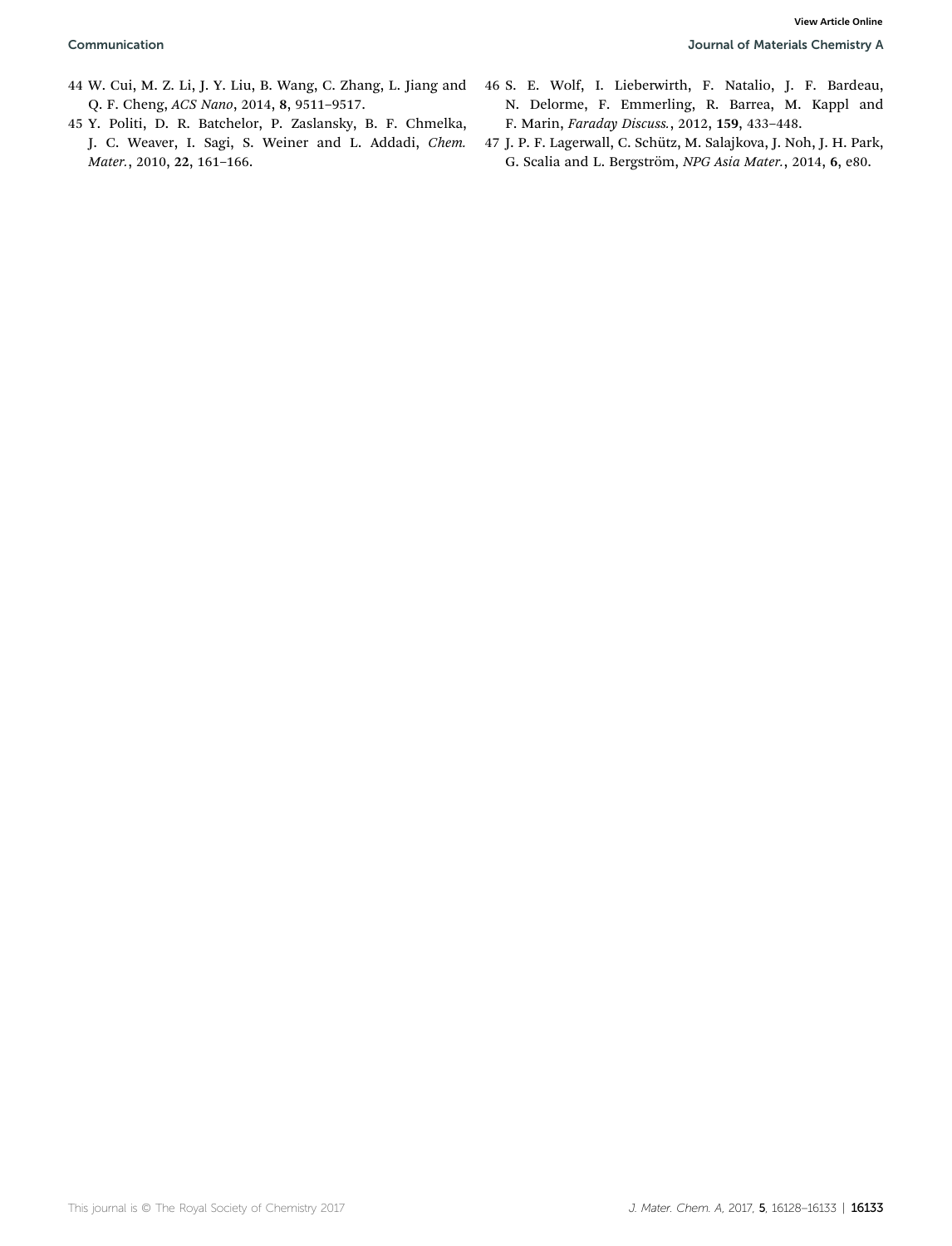44 W. Cui, M. Z. Li, J. Y. Liu, B. Wang, C. Zhang, L. Jiang and Q. F. Cheng, *ACS Nano*, 2014, **8**, 9511–9517.

45 Y. Politi, D. R. Batchelor, P. Zaslansky, B. F. Chmelka, J. C. Weaver, I. Sagi, S. Weiner and L. Addadi, *Chem. Mater.*, 2010, **22**, 161–166.

46 S. E. Wolf, I. Lieberwirth, F. Natalio, J. F. Bardeau, N. Delorme, F. Emmerling, R. Barrea, M. Kappl and F. Marin, *Faraday Discuss.*, 2012, **159**, 433–448.

47 J. P. F. Lagerwall, C. Schütz, M. Salajkova, J. Noh, J. H. Park, G. Scalia and L. Bergström, *NPG Asia Mater.*, 2014, **6**, e80.